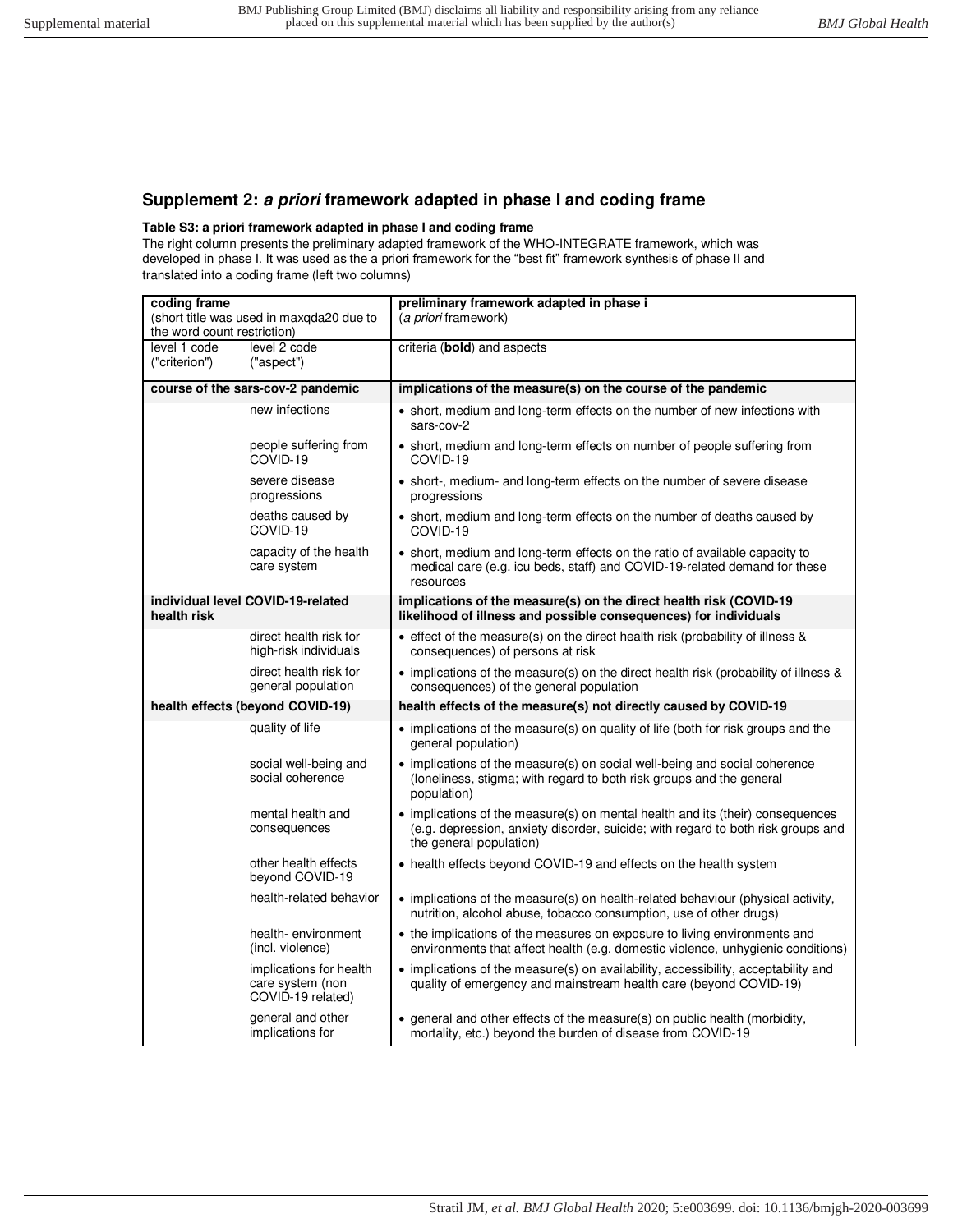## Supplement 2: *a priori* framework adapted in phase I and coding frame

**Table S3: a priori framework adapted in phase I and coding frame**

The right column presents the preliminary adapted framework of the WHO-INTEGRATE framework, which was developed in phase I. It was used as the a priori framework for the "best fit" framework synthesis of phase II and translated into a coding frame (left two columns)

| **coding frame** (short title was used in maxqda20 due to the word count restriction) | | **preliminary framework adapted in phase i** (*a priori* framework) |
|---|---|---|
| level 1 code ("criterion") | level 2 code ("aspect") | criteria (**bold**) and aspects |
| **course of the sars-cov-2 pandemic** | | **implications of the measure(s) on the course of the pandemic** |
| | new infections | • short, medium and long-term effects on the number of new infections with sars-cov-2 |
| | people suffering from COVID-19 | • short, medium and long-term effects on number of people suffering from COVID-19 |
| | severe disease progressions | • short-, medium- and long-term effects on the number of severe disease progressions |
| | deaths caused by COVID-19 | • short, medium and long-term effects on the number of deaths caused by COVID-19 |
| | capacity of the health care system | • short, medium and long-term effects on the ratio of available capacity to medical care (e.g. icu beds, staff) and COVID-19-related demand for these resources |
| **individual level COVID-19-related health risk** | | **implications of the measure(s) on the direct health risk (COVID-19 likelihood of illness and possible consequences) for individuals** |
| | direct health risk for high-risk individuals | • effect of the measure(s) on the direct health risk (probability of illness & consequences) of persons at risk |
| | direct health risk for general population | • implications of the measure(s) on the direct health risk (probability of illness & consequences) of the general population |
| **health effects (beyond COVID-19)** | | **health effects of the measure(s) not directly caused by COVID-19** |
| | quality of life | • implications of the measure(s) on quality of life (both for risk groups and the general population) |
| | social well-being and social coherence | • implications of the measure(s) on social well-being and social coherence (loneliness, stigma; with regard to both risk groups and the general population) |
| | mental health and consequences | • implications of the measure(s) on mental health and its (their) consequences (e.g. depression, anxiety disorder, suicide; with regard to both risk groups and the general population) |
| | other health effects beyond COVID-19 | • health effects beyond COVID-19 and effects on the health system |
| | health-related behavior | • implications of the measure(s) on health-related behaviour (physical activity, nutrition, alcohol abuse, tobacco consumption, use of other drugs) |
| | health- environment (incl. violence) | • the implications of the measures on exposure to living environments and environments that affect health (e.g. domestic violence, unhygienic conditions) |
| | implications for health care system (non COVID-19 related) | • implications of the measure(s) on availability, accessibility, acceptability and quality of emergency and mainstream health care (beyond COVID-19) |
| | general and other implications for | • general and other effects of the measure(s) on public health (morbidity, mortality, etc.) beyond the burden of disease from COVID-19 |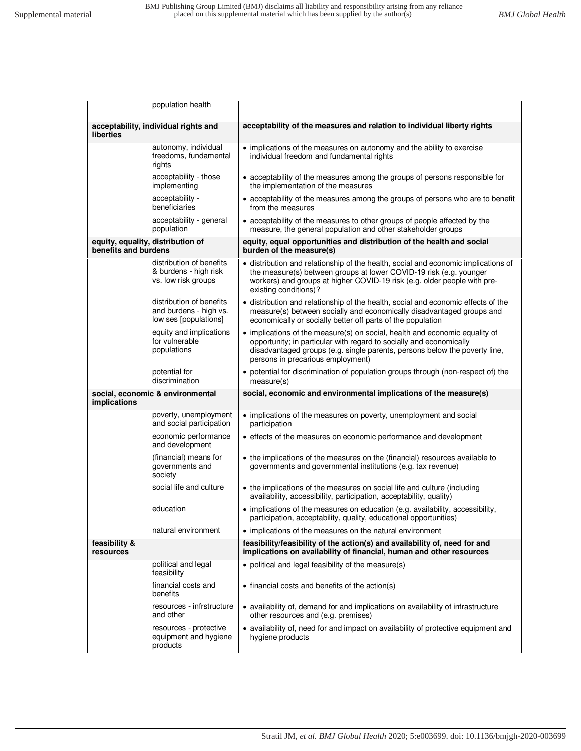| | | |
|---|---|---|
| | population health | |
| **acceptability, individual rights and liberties** | | **acceptability of the measures and relation to individual liberty rights** |
| | autonomy, individual freedoms, fundamental rights | • implications of the measures on autonomy and the ability to exercise individual freedom and fundamental rights |
| | acceptability - those implementing | • acceptability of the measures among the groups of persons responsible for the implementation of the measures |
| | acceptability - beneficiaries | • acceptability of the measures among the groups of persons who are to benefit from the measures |
| | acceptability - general population | • acceptability of the measures to other groups of people affected by the measure, the general population and other stakeholder groups |
| **equity, equality, distribution of benefits and burdens** | | **equity, equal opportunities and distribution of the health and social burden of the measure(s)** |
| | distribution of benefits & burdens - high risk vs. low risk groups | • distribution and relationship of the health, social and economic implications of the measure(s) between groups at lower COVID-19 risk (e.g. younger workers) and groups at higher COVID-19 risk (e.g. older people with pre-existing conditions)? |
| | distribution of benefits and burdens - high vs. low ses [populations] | • distribution and relationship of the health, social and economic effects of the measure(s) between socially and economically disadvantaged groups and economically or socially better off parts of the population |
| | equity and implications for vulnerable populations | • implications of the measure(s) on social, health and economic equality of opportunity; in particular with regard to socially and economically disadvantaged groups (e.g. single parents, persons below the poverty line, persons in precarious employment) |
| | potential for discrimination | • potential for discrimination of population groups through (non-respect of) the measure(s) |
| **social, economic & environmental implications** | | **social, economic and environmental implications of the measure(s)** |
| | poverty, unemployment and social participation | • implications of the measures on poverty, unemployment and social participation |
| | economic performance and development | • effects of the measures on economic performance and development |
| | (financial) means for governments and society | • the implications of the measures on the (financial) resources available to governments and governmental institutions (e.g. tax revenue) |
| | social life and culture | • the implications of the measures on social life and culture (including availability, accessibility, participation, acceptability, quality) |
| | education | • implications of the measures on education (e.g. availability, accessibility, participation, acceptability, quality, educational opportunities) |
| | natural environment | • implications of the measures on the natural environment |
| **feasibility & resources** | | **feasibility/feasibility of the action(s) and availability of, need for and implications on availability of financial, human and other resources** |
| | political and legal feasibility | • political and legal feasibility of the measure(s) |
| | financial costs and benefits | • financial costs and benefits of the action(s) |
| | resources - infrstructure and other | • availability of, demand for and implications on availability of infrastructure other resources and (e.g. premises) |
| | resources - protective equipment and hygiene products | • availability of, need for and impact on availability of protective equipment and hygiene products |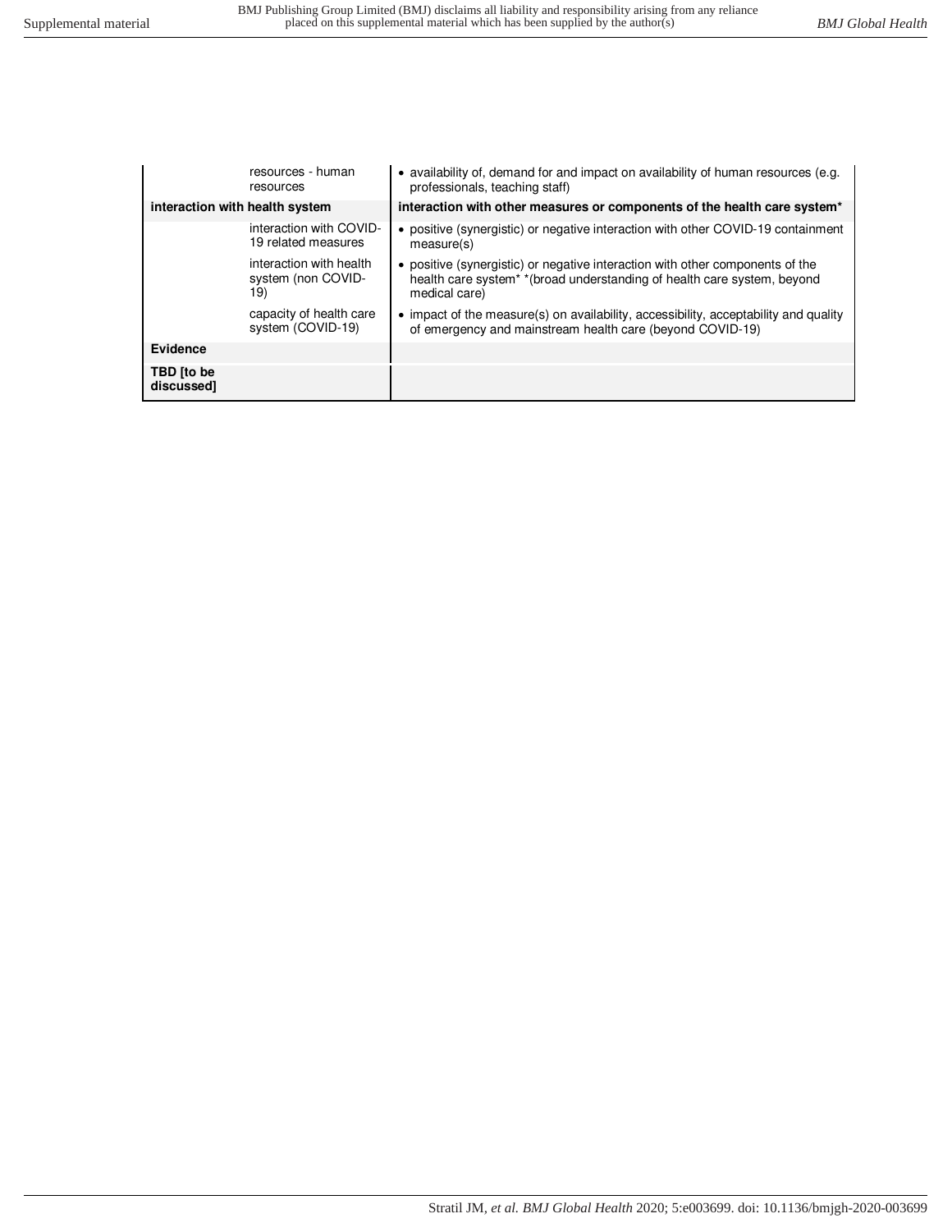| | | |
|---|---|---|
| | resources - human resources | • availability of, demand for and impact on availability of human resources (e.g. professionals, teaching staff) |
| **interaction with health system** | | **interaction with other measures or components of the health care system*** |
| | interaction with COVID-19 related measures | • positive (synergistic) or negative interaction with other COVID-19 containment measure(s) |
| | interaction with health system (non COVID-19) | • positive (synergistic) or negative interaction with other components of the health care system* *(broad understanding of health care system, beyond medical care) |
| | capacity of health care system (COVID-19) | • impact of the measure(s) on availability, accessibility, acceptability and quality of emergency and mainstream health care (beyond COVID-19) |
| **Evidence** | | |
| **TBD [to be discussed]** | | |